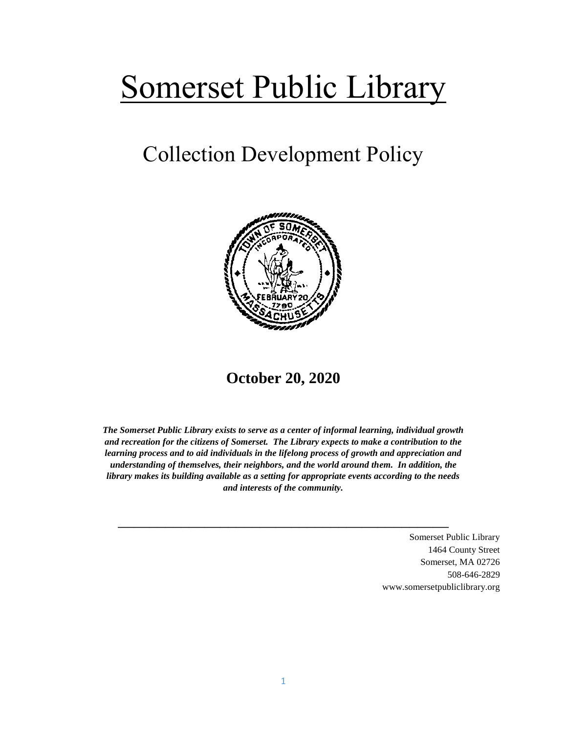# Somerset Public Library

## Collection Development Policy

**October 20, 2020**

***The Somerset Public Library exists to serve as a center of informal learning, individual growth and recreation for the citizens of Somerset. The Library expects to make a contribution to the learning process and to aid individuals in the lifelong process of growth and appreciation and understanding of themselves, their neighbors, and the world around them. In addition, the library makes its building available as a setting for appropriate events according to the needs and interests of the community.***

---

Somerset Public Library
1464 County Street
Somerset, MA 02726
508-646-2829
www.somersetpubliclibrary.org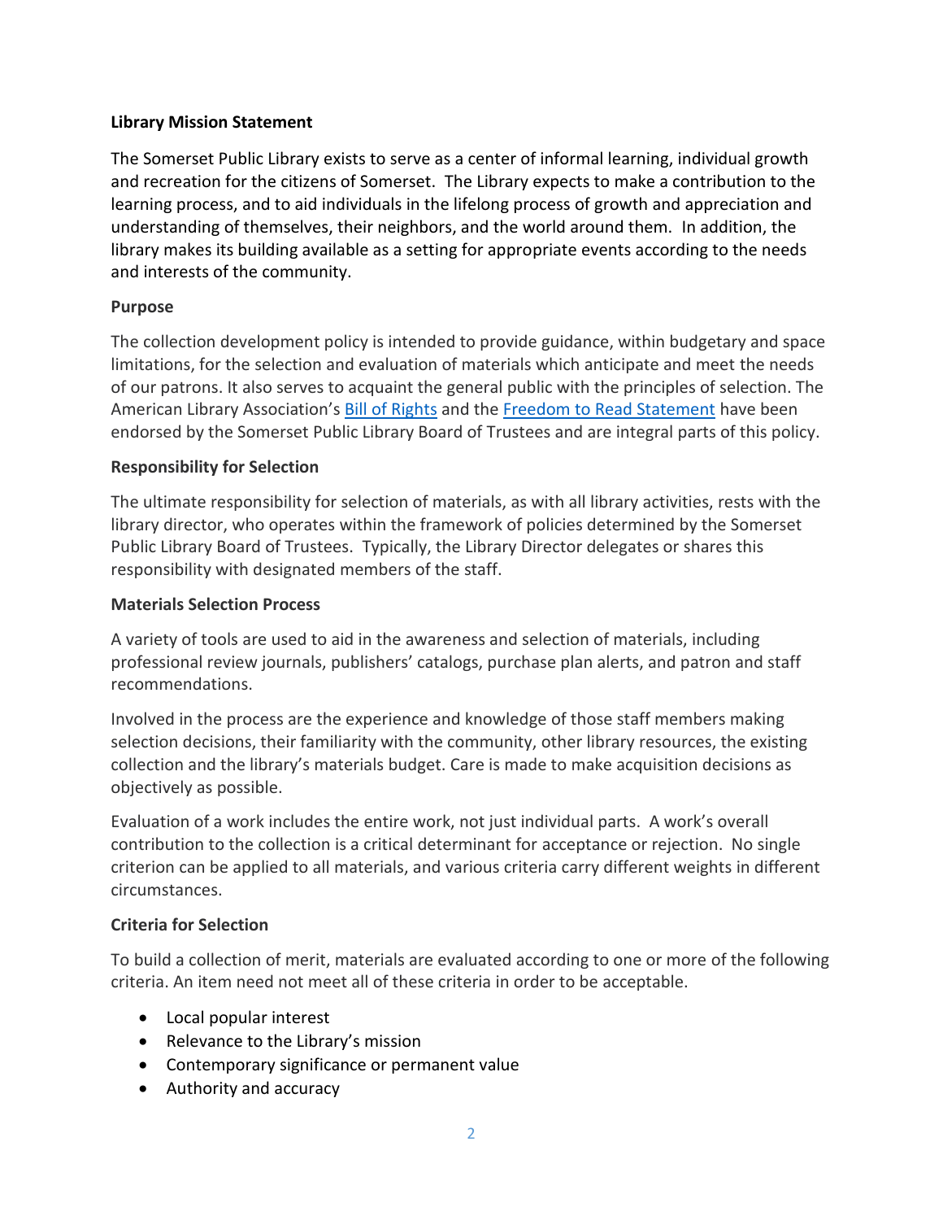**Library Mission Statement**

The Somerset Public Library exists to serve as a center of informal learning, individual growth and recreation for the citizens of Somerset. The Library expects to make a contribution to the learning process, and to aid individuals in the lifelong process of growth and appreciation and understanding of themselves, their neighbors, and the world around them. In addition, the library makes its building available as a setting for appropriate events according to the needs and interests of the community.

**Purpose**

The collection development policy is intended to provide guidance, within budgetary and space limitations, for the selection and evaluation of materials which anticipate and meet the needs of our patrons. It also serves to acquaint the general public with the principles of selection. The American Library Association's Bill of Rights and the Freedom to Read Statement have been endorsed by the Somerset Public Library Board of Trustees and are integral parts of this policy.

**Responsibility for Selection**

The ultimate responsibility for selection of materials, as with all library activities, rests with the library director, who operates within the framework of policies determined by the Somerset Public Library Board of Trustees. Typically, the Library Director delegates or shares this responsibility with designated members of the staff.

**Materials Selection Process**

A variety of tools are used to aid in the awareness and selection of materials, including professional review journals, publishers' catalogs, purchase plan alerts, and patron and staff recommendations.

Involved in the process are the experience and knowledge of those staff members making selection decisions, their familiarity with the community, other library resources, the existing collection and the library's materials budget. Care is made to make acquisition decisions as objectively as possible.

Evaluation of a work includes the entire work, not just individual parts. A work's overall contribution to the collection is a critical determinant for acceptance or rejection. No single criterion can be applied to all materials, and various criteria carry different weights in different circumstances.

**Criteria for Selection**

To build a collection of merit, materials are evaluated according to one or more of the following criteria. An item need not meet all of these criteria in order to be acceptable.

- Local popular interest
- Relevance to the Library's mission
- Contemporary significance or permanent value
- Authority and accuracy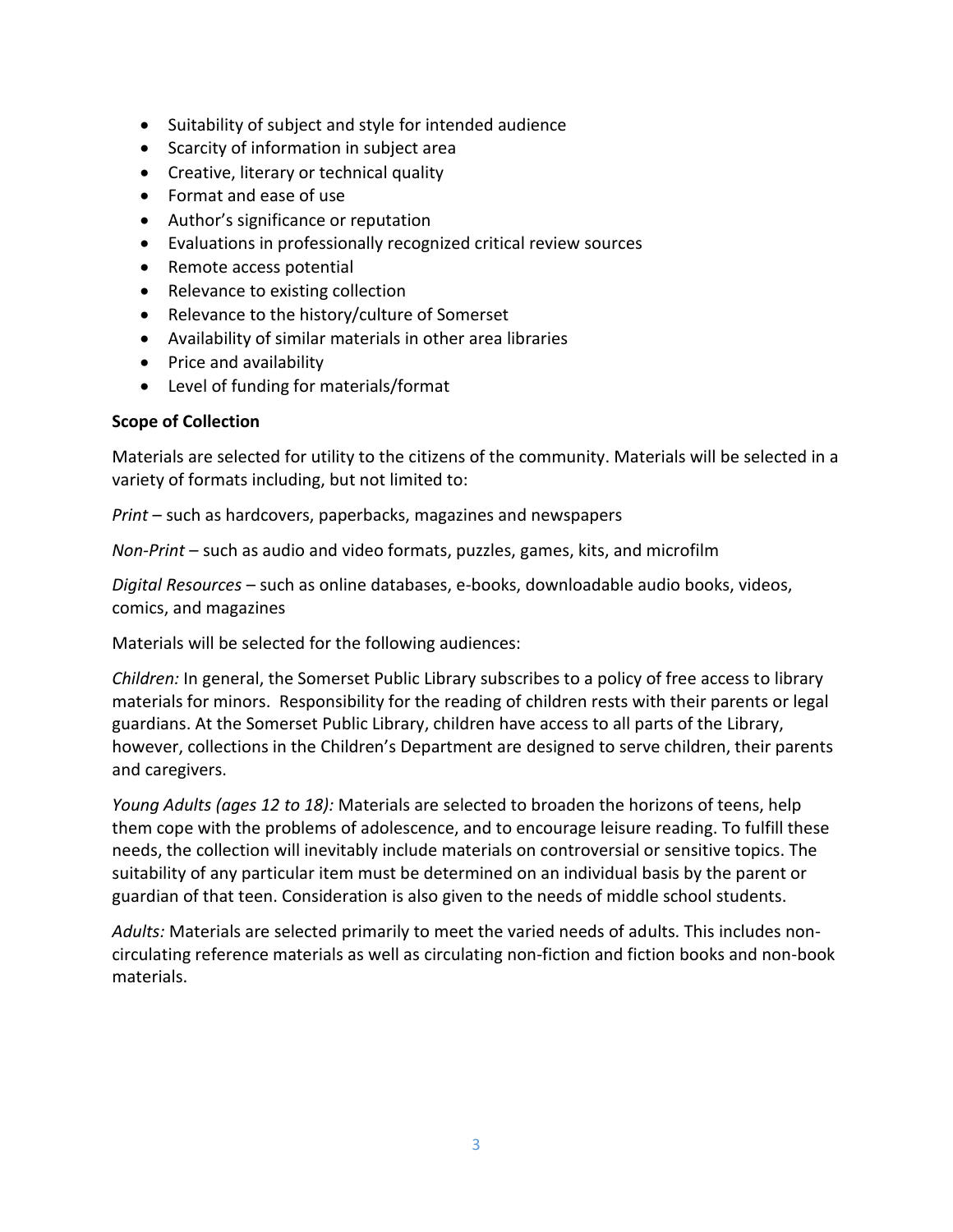- Suitability of subject and style for intended audience
- Scarcity of information in subject area
- Creative, literary or technical quality
- Format and ease of use
- Author's significance or reputation
- Evaluations in professionally recognized critical review sources
- Remote access potential
- Relevance to existing collection
- Relevance to the history/culture of Somerset
- Availability of similar materials in other area libraries
- Price and availability
- Level of funding for materials/format

**Scope of Collection**

Materials are selected for utility to the citizens of the community. Materials will be selected in a variety of formats including, but not limited to:

*Print* – such as hardcovers, paperbacks, magazines and newspapers

*Non-Print* – such as audio and video formats, puzzles, games, kits, and microfilm

*Digital Resources* – such as online databases, e-books, downloadable audio books, videos, comics, and magazines

Materials will be selected for the following audiences:

*Children:* In general, the Somerset Public Library subscribes to a policy of free access to library materials for minors. Responsibility for the reading of children rests with their parents or legal guardians. At the Somerset Public Library, children have access to all parts of the Library, however, collections in the Children's Department are designed to serve children, their parents and caregivers.

*Young Adults (ages 12 to 18):* Materials are selected to broaden the horizons of teens, help them cope with the problems of adolescence, and to encourage leisure reading. To fulfill these needs, the collection will inevitably include materials on controversial or sensitive topics. The suitability of any particular item must be determined on an individual basis by the parent or guardian of that teen. Consideration is also given to the needs of middle school students.

*Adults:* Materials are selected primarily to meet the varied needs of adults. This includes non-circulating reference materials as well as circulating non-fiction and fiction books and non-book materials.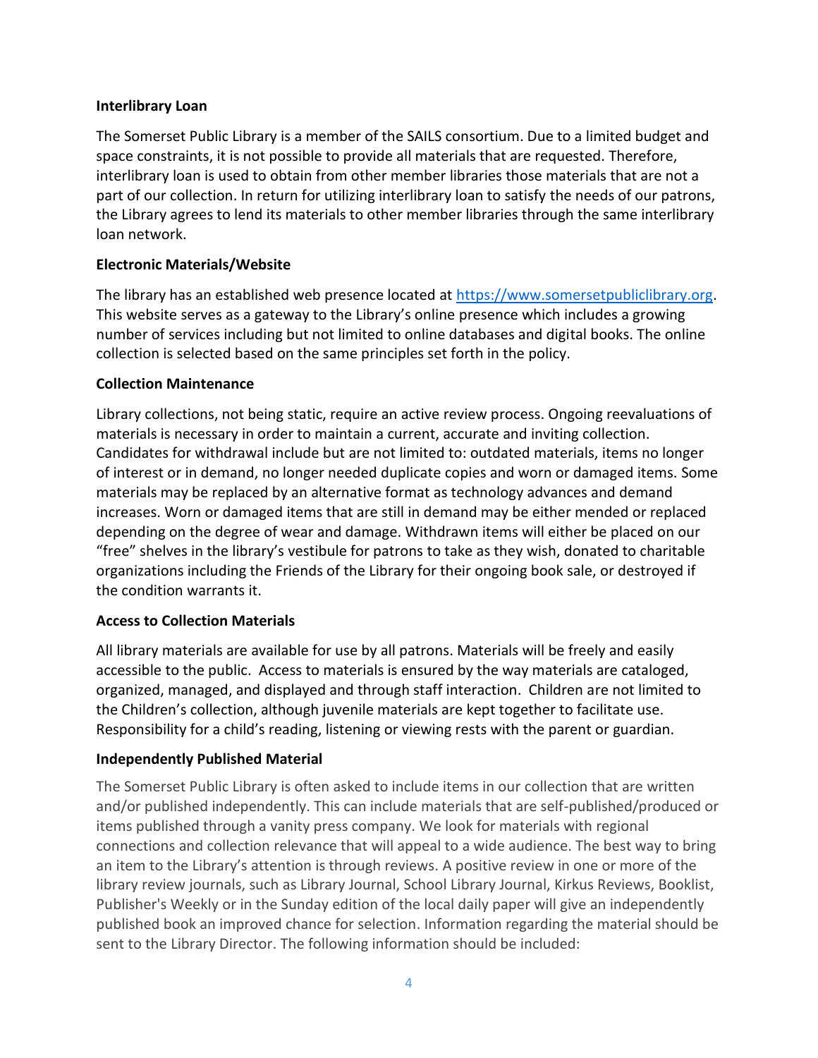**Interlibrary Loan**

The Somerset Public Library is a member of the SAILS consortium. Due to a limited budget and space constraints, it is not possible to provide all materials that are requested. Therefore, interlibrary loan is used to obtain from other member libraries those materials that are not a part of our collection. In return for utilizing interlibrary loan to satisfy the needs of our patrons, the Library agrees to lend its materials to other member libraries through the same interlibrary loan network.

**Electronic Materials/Website**

The library has an established web presence located at [https://www.somersetpubliclibrary.org](https://www.somersetpubliclibrary.org). This website serves as a gateway to the Library's online presence which includes a growing number of services including but not limited to online databases and digital books. The online collection is selected based on the same principles set forth in the policy.

**Collection Maintenance**

Library collections, not being static, require an active review process. Ongoing reevaluations of materials is necessary in order to maintain a current, accurate and inviting collection. Candidates for withdrawal include but are not limited to: outdated materials, items no longer of interest or in demand, no longer needed duplicate copies and worn or damaged items. Some materials may be replaced by an alternative format as technology advances and demand increases. Worn or damaged items that are still in demand may be either mended or replaced depending on the degree of wear and damage. Withdrawn items will either be placed on our "free" shelves in the library's vestibule for patrons to take as they wish, donated to charitable organizations including the Friends of the Library for their ongoing book sale, or destroyed if the condition warrants it.

**Access to Collection Materials**

All library materials are available for use by all patrons. Materials will be freely and easily accessible to the public. Access to materials is ensured by the way materials are cataloged, organized, managed, and displayed and through staff interaction. Children are not limited to the Children's collection, although juvenile materials are kept together to facilitate use. Responsibility for a child's reading, listening or viewing rests with the parent or guardian.

**Independently Published Material**

The Somerset Public Library is often asked to include items in our collection that are written and/or published independently. This can include materials that are self-published/produced or items published through a vanity press company. We look for materials with regional connections and collection relevance that will appeal to a wide audience. The best way to bring an item to the Library's attention is through reviews. A positive review in one or more of the library review journals, such as Library Journal, School Library Journal, Kirkus Reviews, Booklist, Publisher's Weekly or in the Sunday edition of the local daily paper will give an independently published book an improved chance for selection. Information regarding the material should be sent to the Library Director. The following information should be included: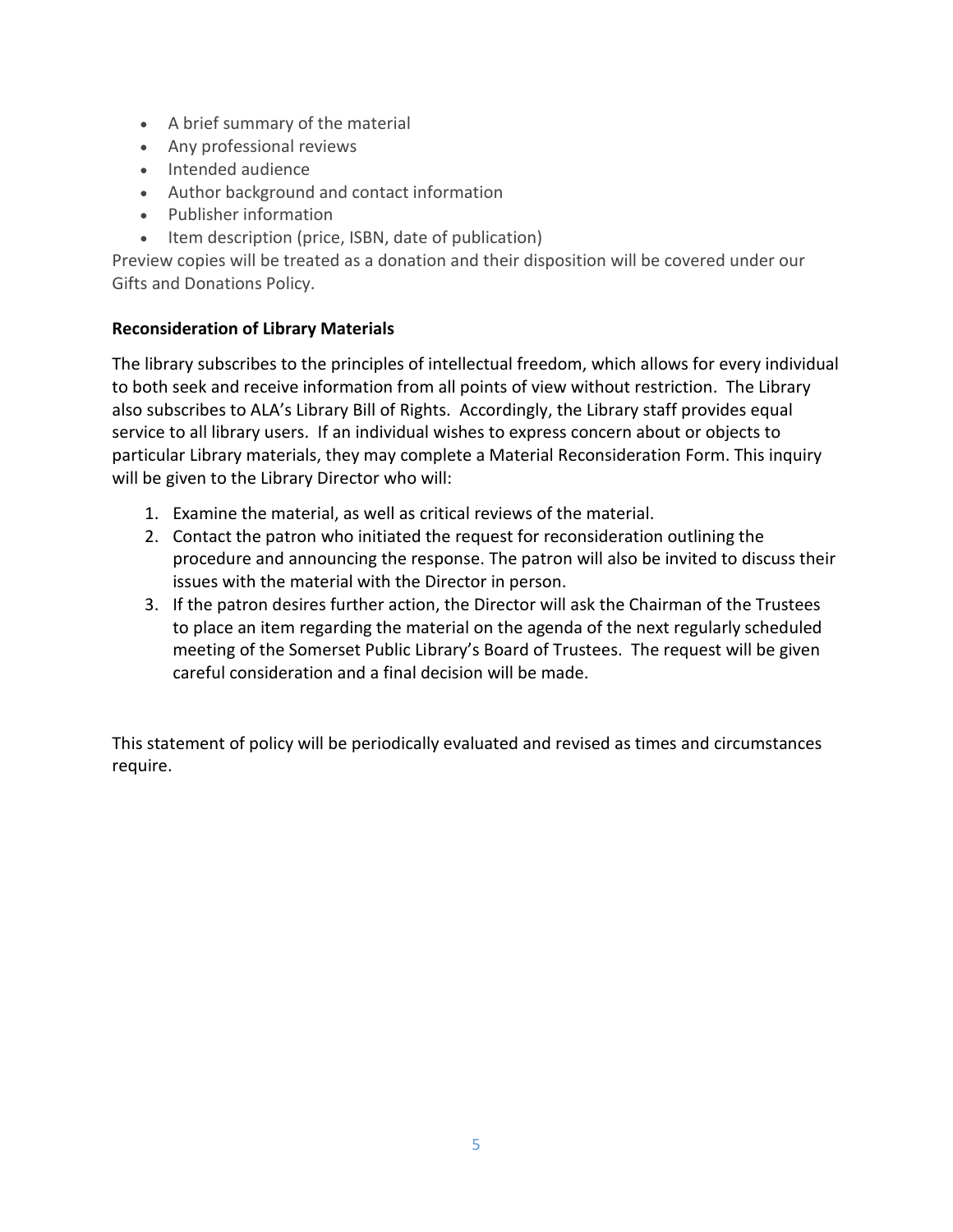- A brief summary of the material
- Any professional reviews
- Intended audience
- Author background and contact information
- Publisher information
- Item description (price, ISBN, date of publication)

Preview copies will be treated as a donation and their disposition will be covered under our Gifts and Donations Policy.

**Reconsideration of Library Materials**

The library subscribes to the principles of intellectual freedom, which allows for every individual to both seek and receive information from all points of view without restriction. The Library also subscribes to ALA's Library Bill of Rights. Accordingly, the Library staff provides equal service to all library users. If an individual wishes to express concern about or objects to particular Library materials, they may complete a Material Reconsideration Form. This inquiry will be given to the Library Director who will:

1. Examine the material, as well as critical reviews of the material.
2. Contact the patron who initiated the request for reconsideration outlining the procedure and announcing the response. The patron will also be invited to discuss their issues with the material with the Director in person.
3. If the patron desires further action, the Director will ask the Chairman of the Trustees to place an item regarding the material on the agenda of the next regularly scheduled meeting of the Somerset Public Library's Board of Trustees. The request will be given careful consideration and a final decision will be made.

This statement of policy will be periodically evaluated and revised as times and circumstances require.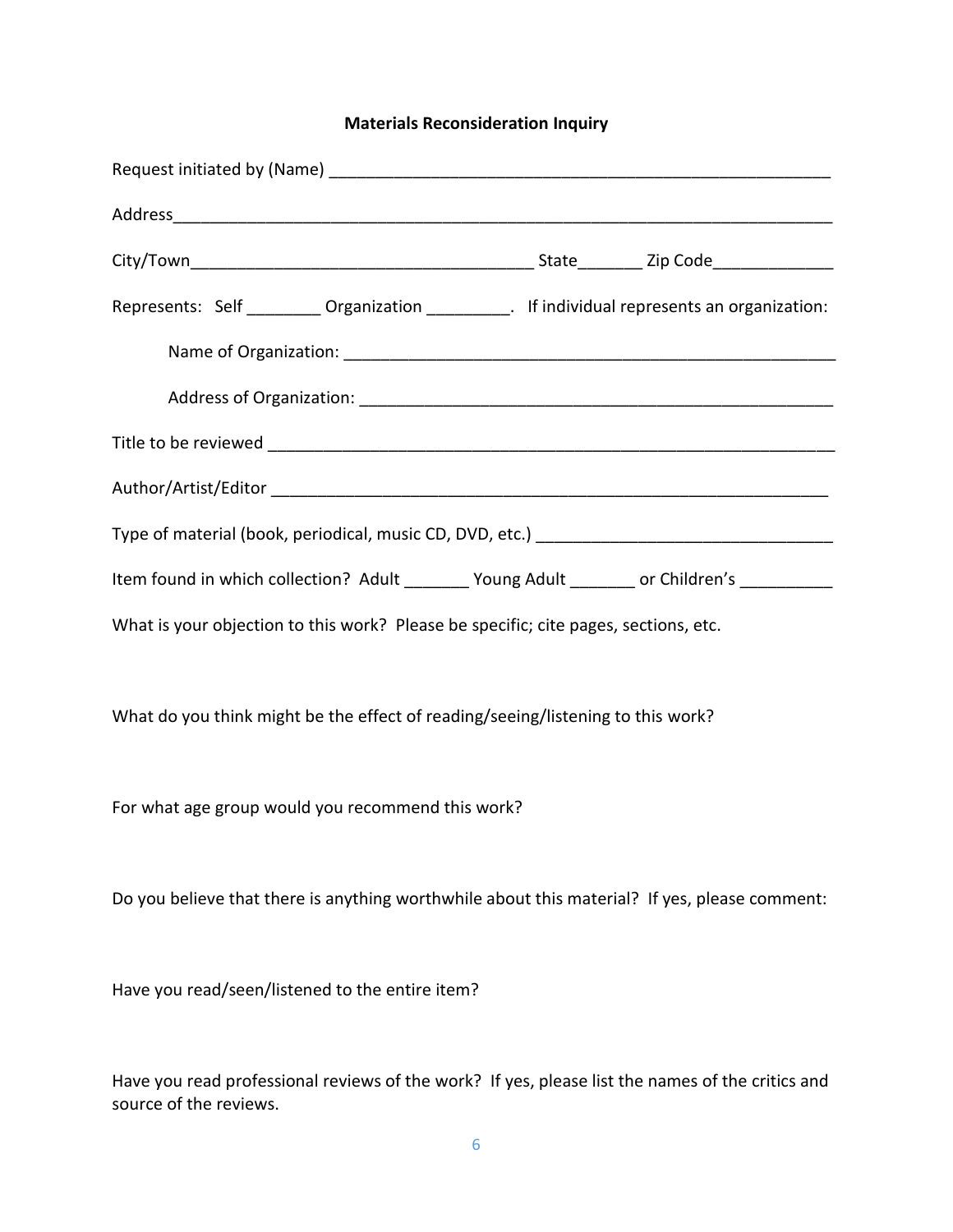**Materials Reconsideration Inquiry**

Request initiated by (Name) _______________________________________________________

Address_____________________________________________________________________

City/Town___________________________________ State_______ Zip Code_____________

Represents: Self ________ Organization _________. If individual represents an organization:

Name of Organization: _____________________________________________________

Address of Organization: ___________________________________________________

Title to be reviewed ___________________________________________________________

Author/Artist/Editor __________________________________________________________

Type of material (book, periodical, music CD, DVD, etc.) ______________________________

Item found in which collection? Adult _______ Young Adult _______ or Children's __________

What is your objection to this work? Please be specific; cite pages, sections, etc.

What do you think might be the effect of reading/seeing/listening to this work?

For what age group would you recommend this work?

Do you believe that there is anything worthwhile about this material? If yes, please comment:

Have you read/seen/listened to the entire item?

Have you read professional reviews of the work? If yes, please list the names of the critics and source of the reviews.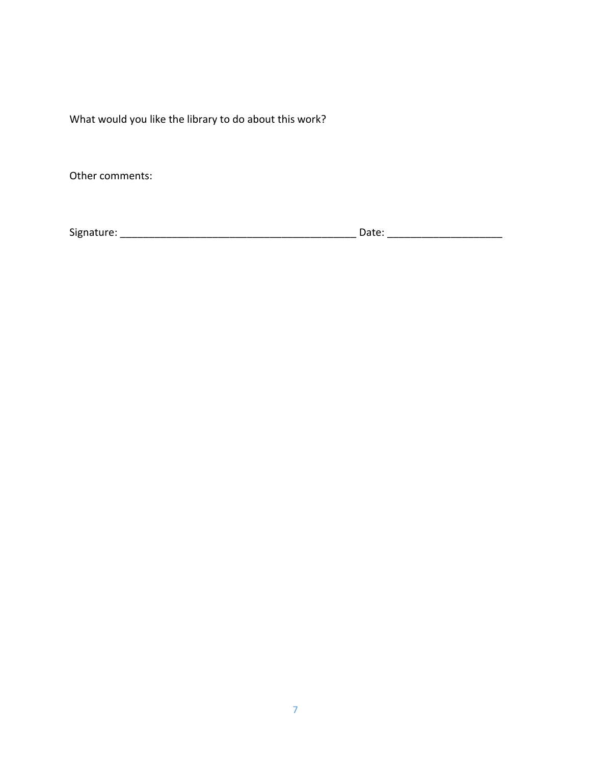What would you like the library to do about this work?

Other comments:

Signature: ________________________________________ Date: ____________________